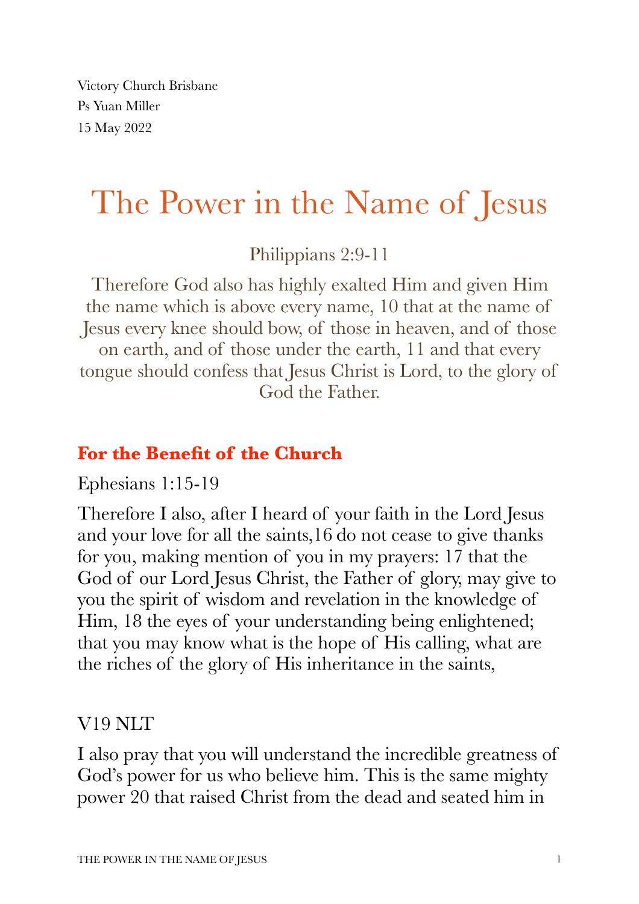Victory Church Brisbane
Ps Yuan Miller
15 May 2022

# The Power in the Name of Jesus

Philippians 2:9-11

Therefore God also has highly exalted Him and given Him the name which is above every name, 10 that at the name of Jesus every knee should bow, of those in heaven, and of those on earth, and of those under the earth, 11 and that every tongue should confess that Jesus Christ is Lord, to the glory of God the Father.

## For the Benefit of the Church

Ephesians 1:15-19

Therefore I also, after I heard of your faith in the Lord Jesus and your love for all the saints,16 do not cease to give thanks for you, making mention of you in my prayers: 17 that the God of our Lord Jesus Christ, the Father of glory, may give to you the spirit of wisdom and revelation in the knowledge of Him, 18 the eyes of your understanding being enlightened; that you may know what is the hope of His calling, what are the riches of the glory of His inheritance in the saints,

V19 NLT

I also pray that you will understand the incredible greatness of God's power for us who believe him. This is the same mighty power 20 that raised Christ from the dead and seated him in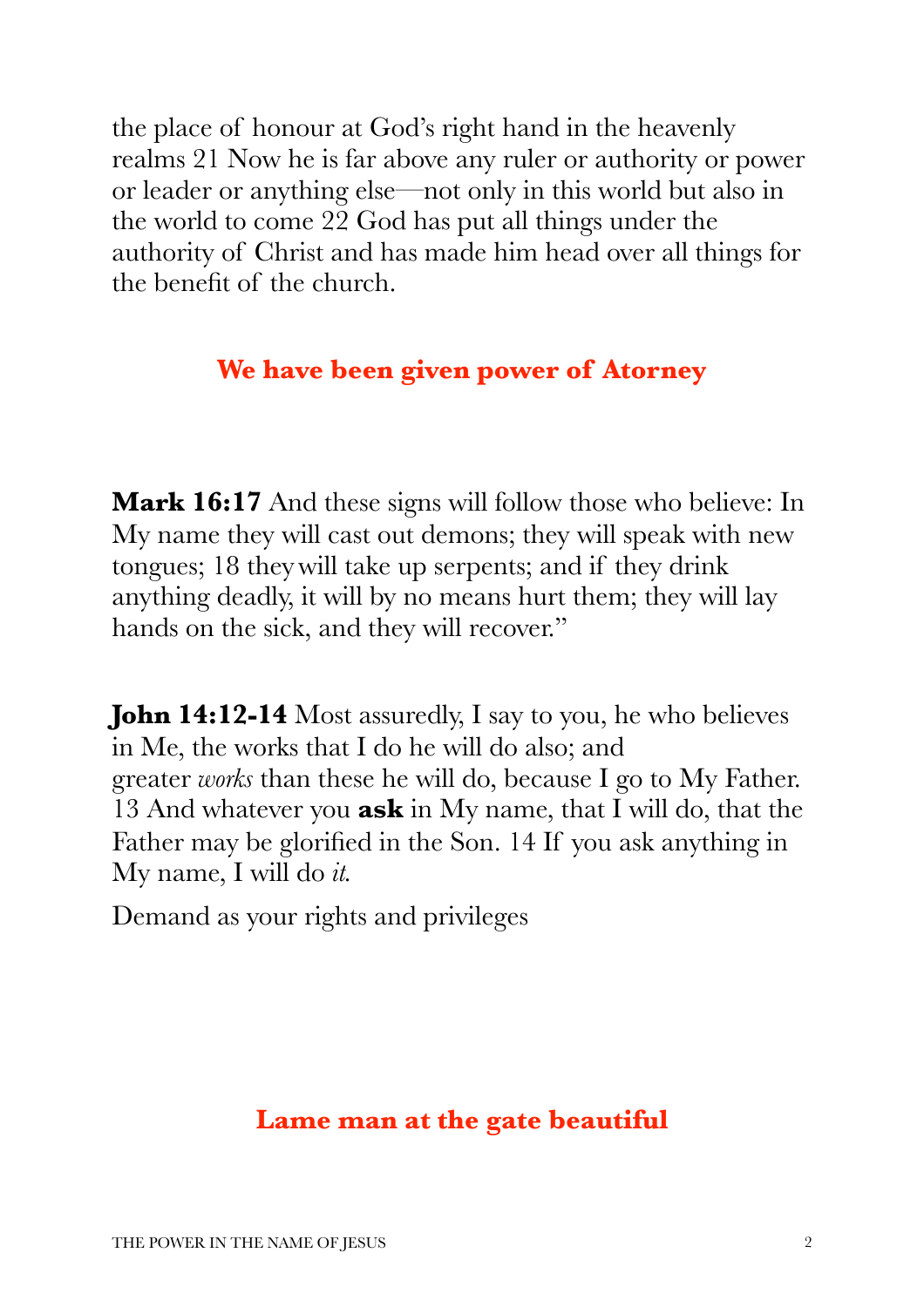the place of honour at God's right hand in the heavenly realms 21 Now he is far above any ruler or authority or power or leader or anything else—not only in this world but also in the world to come 22 God has put all things under the authority of Christ and has made him head over all things for the benefit of the church.

## We have been given power of Atorney

**Mark 16:17** And these signs will follow those who believe: In My name they will cast out demons; they will speak with new tongues; 18 they will take up serpents; and if they drink anything deadly, it will by no means hurt them; they will lay hands on the sick, and they will recover."

**John 14:12-14** Most assuredly, I say to you, he who believes in Me, the works that I do he will do also; and greater *works* than these he will do, because I go to My Father. 13 And whatever you **ask** in My name, that I will do, that the Father may be glorified in the Son. 14 If you ask anything in My name, I will do *it.*

Demand as your rights and privileges

## Lame man at the gate beautiful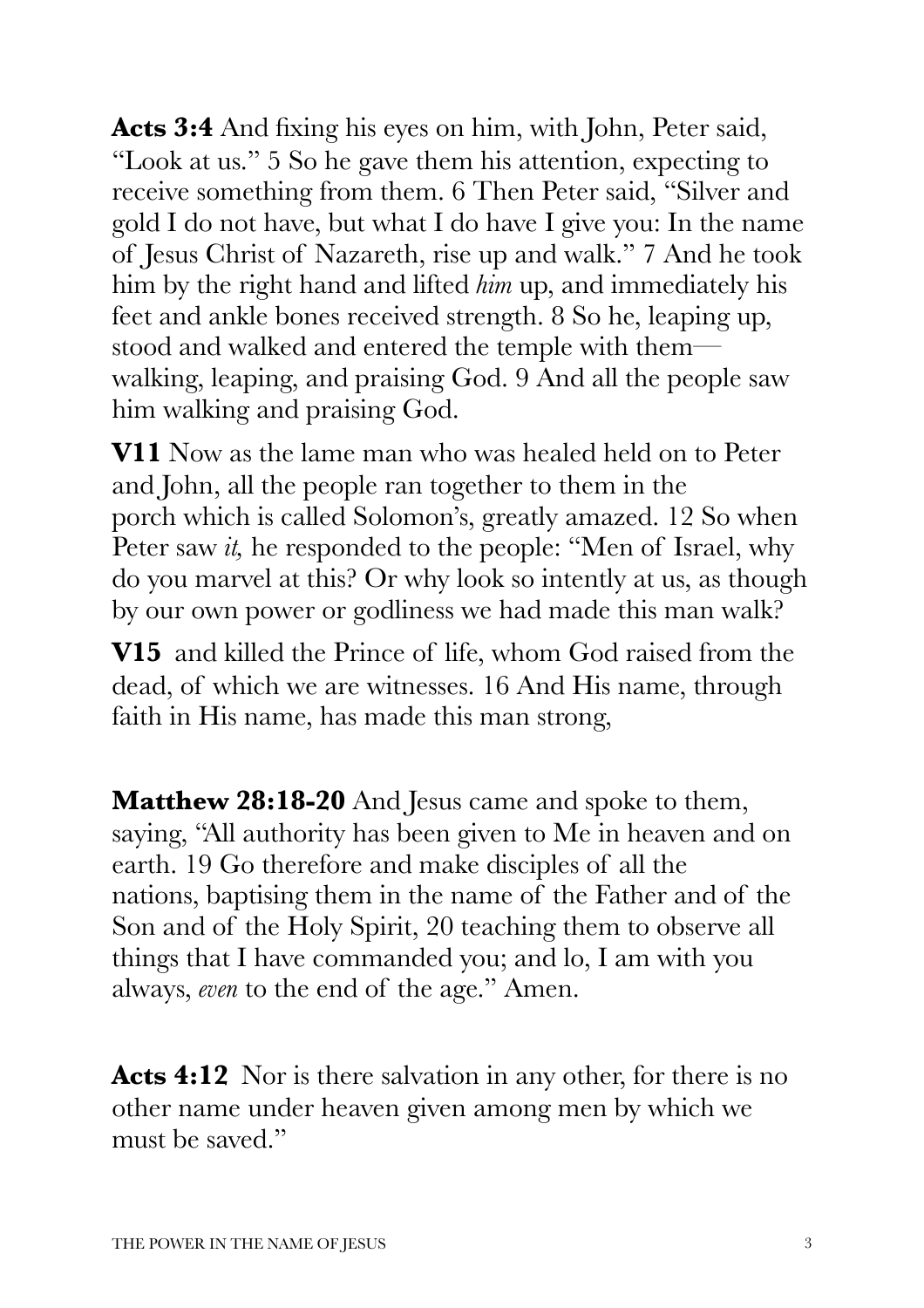**Acts 3:4** And fixing his eyes on him, with John, Peter said, "Look at us." 5 So he gave them his attention, expecting to receive something from them. 6 Then Peter said, "Silver and gold I do not have, but what I do have I give you: In the name of Jesus Christ of Nazareth, rise up and walk." 7 And he took him by the right hand and lifted *him* up, and immediately his feet and ankle bones received strength. 8 So he, leaping up, stood and walked and entered the temple with them— walking, leaping, and praising God. 9 And all the people saw him walking and praising God.

**V11** Now as the lame man who was healed held on to Peter and John, all the people ran together to them in the porch which is called Solomon's, greatly amazed. 12 So when Peter saw *it,* he responded to the people: "Men of Israel, why do you marvel at this? Or why look so intently at us, as though by our own power or godliness we had made this man walk?

**V15** and killed the Prince of life, whom God raised from the dead, of which we are witnesses. 16 And His name, through faith in His name, has made this man strong,

**Matthew 28:18-20** And Jesus came and spoke to them, saying, "All authority has been given to Me in heaven and on earth. 19 Go therefore and make disciples of all the nations, baptising them in the name of the Father and of the Son and of the Holy Spirit, 20 teaching them to observe all things that I have commanded you; and lo, I am with you always, *even* to the end of the age." Amen.

**Acts 4:12** Nor is there salvation in any other, for there is no other name under heaven given among men by which we must be saved."